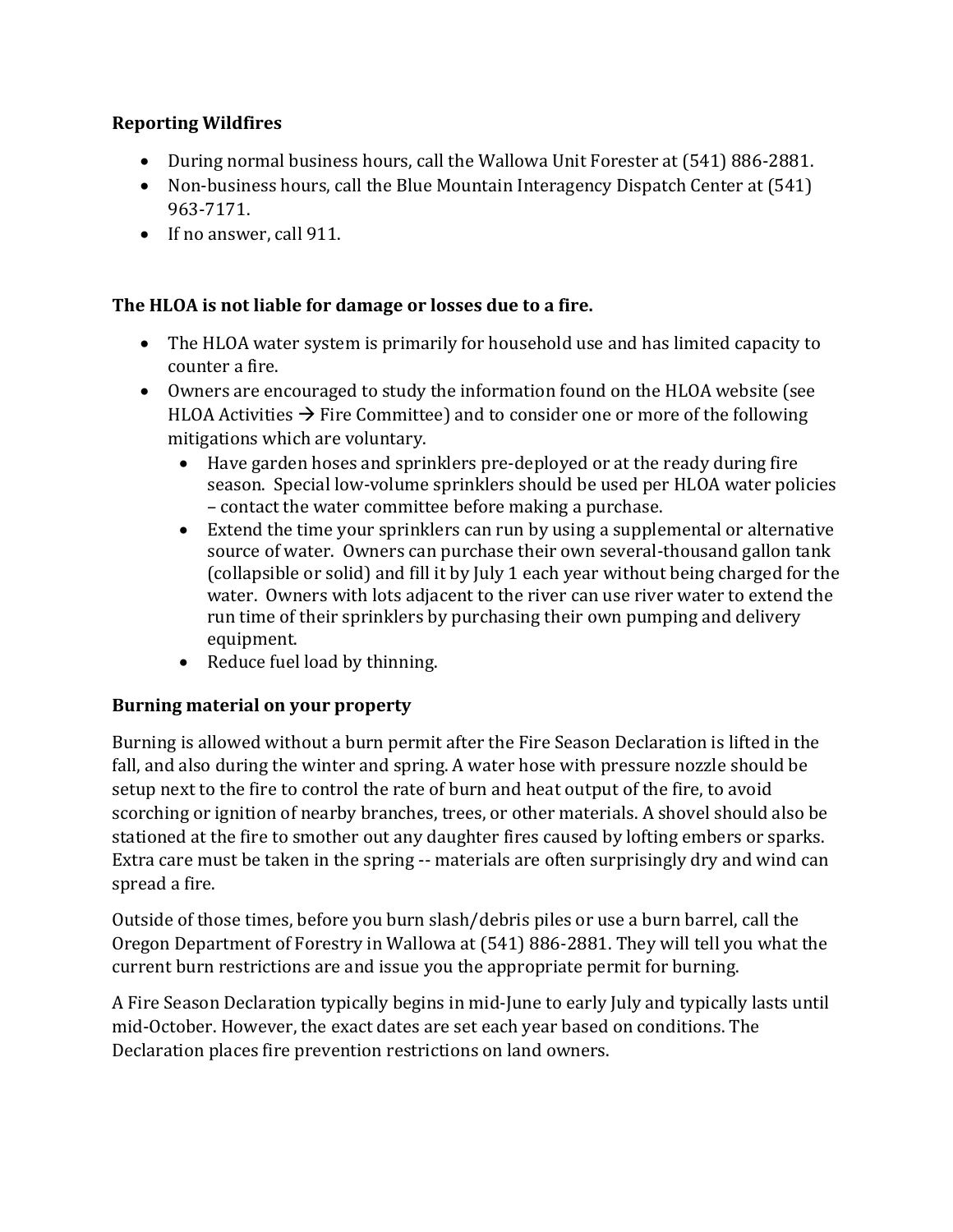**Reporting Wildfires**

- During normal business hours, call the Wallowa Unit Forester at (541) 886-2881.
- Non-business hours, call the Blue Mountain Interagency Dispatch Center at (541) 963-7171.
- If no answer, call 911.

**The HLOA is not liable for damage or losses due to a fire.**

- The HLOA water system is primarily for household use and has limited capacity to counter a fire.
- Owners are encouraged to study the information found on the HLOA website (see HLOA Activities → Fire Committee) and to consider one or more of the following mitigations which are voluntary.
    - Have garden hoses and sprinklers pre-deployed or at the ready during fire season. Special low-volume sprinklers should be used per HLOA water policies – contact the water committee before making a purchase.
    - Extend the time your sprinklers can run by using a supplemental or alternative source of water. Owners can purchase their own several-thousand gallon tank (collapsible or solid) and fill it by July 1 each year without being charged for the water. Owners with lots adjacent to the river can use river water to extend the run time of their sprinklers by purchasing their own pumping and delivery equipment.
    - Reduce fuel load by thinning.

**Burning material on your property**

Burning is allowed without a burn permit after the Fire Season Declaration is lifted in the fall, and also during the winter and spring. A water hose with pressure nozzle should be setup next to the fire to control the rate of burn and heat output of the fire, to avoid scorching or ignition of nearby branches, trees, or other materials. A shovel should also be stationed at the fire to smother out any daughter fires caused by lofting embers or sparks. Extra care must be taken in the spring -- materials are often surprisingly dry and wind can spread a fire.

Outside of those times, before you burn slash/debris piles or use a burn barrel, call the Oregon Department of Forestry in Wallowa at (541) 886-2881. They will tell you what the current burn restrictions are and issue you the appropriate permit for burning.

A Fire Season Declaration typically begins in mid-June to early July and typically lasts until mid-October. However, the exact dates are set each year based on conditions. The Declaration places fire prevention restrictions on land owners.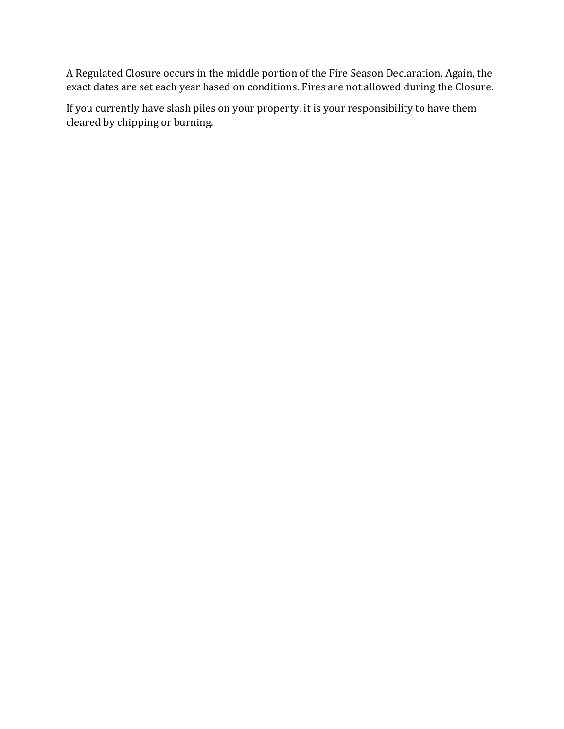A Regulated Closure occurs in the middle portion of the Fire Season Declaration. Again, the exact dates are set each year based on conditions. Fires are not allowed during the Closure.

If you currently have slash piles on your property, it is your responsibility to have them cleared by chipping or burning.